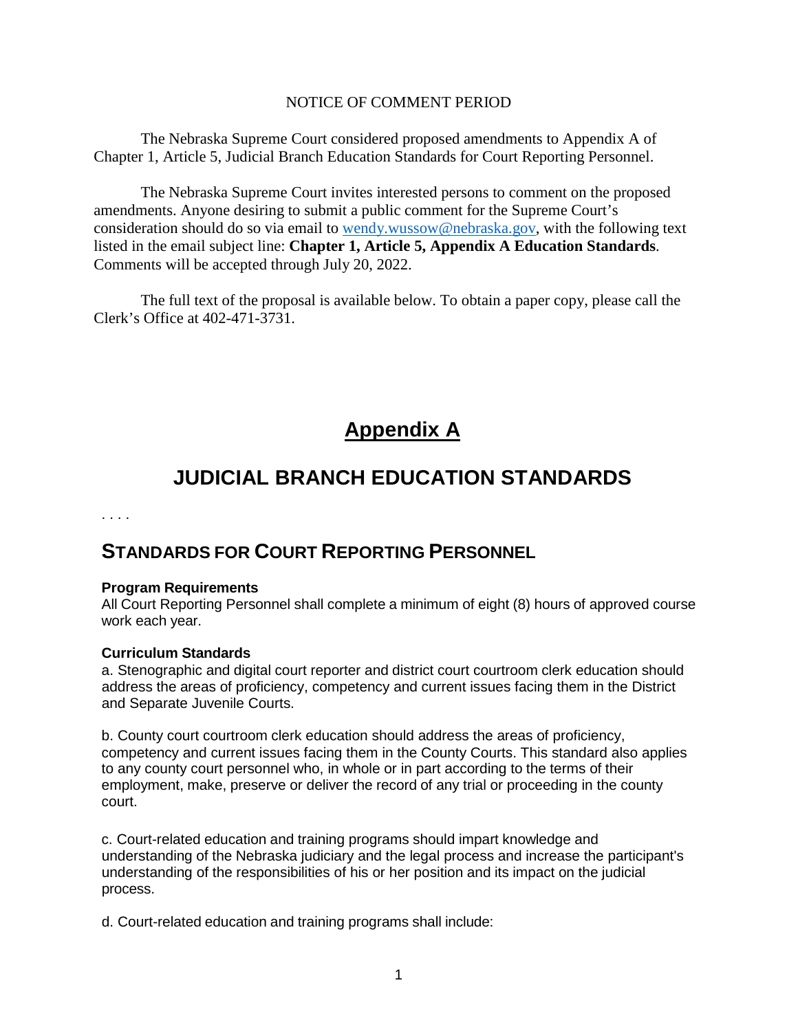NOTICE OF COMMENT PERIOD

The Nebraska Supreme Court considered proposed amendments to Appendix A of Chapter 1, Article 5, Judicial Branch Education Standards for Court Reporting Personnel.

The Nebraska Supreme Court invites interested persons to comment on the proposed amendments. Anyone desiring to submit a public comment for the Supreme Court's consideration should do so via email to [wendy.wussow@nebraska.gov](mailto:wendy.wussow@nebraska.gov), with the following text listed in the email subject line: **Chapter 1, Article 5, Appendix A Education Standards**. Comments will be accepted through July 20, 2022.

The full text of the proposal is available below. To obtain a paper copy, please call the Clerk's Office at 402-471-3731.

# Appendix A

# JUDICIAL BRANCH EDUCATION STANDARDS

. . . .

## STANDARDS FOR COURT REPORTING PERSONNEL

**Program Requirements**

All Court Reporting Personnel shall complete a minimum of eight (8) hours of approved course work each year.

**Curriculum Standards**

a. Stenographic and digital court reporter and district court courtroom clerk education should address the areas of proficiency, competency and current issues facing them in the District and Separate Juvenile Courts.

b. County court courtroom clerk education should address the areas of proficiency, competency and current issues facing them in the County Courts. This standard also applies to any county court personnel who, in whole or in part according to the terms of their employment, make, preserve or deliver the record of any trial or proceeding in the county court.

c. Court-related education and training programs should impart knowledge and understanding of the Nebraska judiciary and the legal process and increase the participant's understanding of the responsibilities of his or her position and its impact on the judicial process.

d. Court-related education and training programs shall include: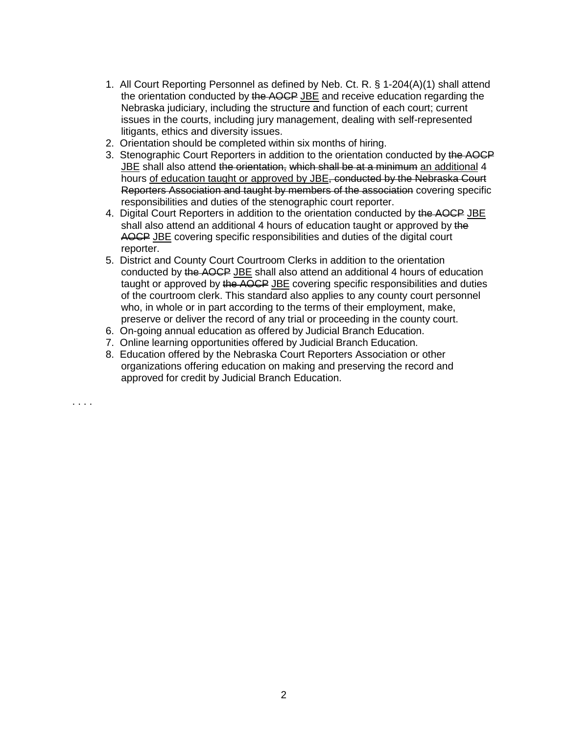1. All Court Reporting Personnel as defined by Neb. Ct. R. § 1-204(A)(1) shall attend the orientation conducted by ~~the AOCP~~ <u>JBE</u> and receive education regarding the Nebraska judiciary, including the structure and function of each court; current issues in the courts, including jury management, dealing with self-represented litigants, ethics and diversity issues.
2. Orientation should be completed within six months of hiring.
3. Stenographic Court Reporters in addition to the orientation conducted by ~~the AOCP~~ <u>JBE</u> shall also attend ~~the orientation, which shall be at a minimum~~ <u>an additional</u> 4 hours <u>of education taught or approved by JBE</u>~~, conducted by the Nebraska Court Reporters Association and taught by members of the association~~ covering specific responsibilities and duties of the stenographic court reporter.
4. Digital Court Reporters in addition to the orientation conducted by ~~the AOCP~~ <u>JBE</u> shall also attend an additional 4 hours of education taught or approved by ~~the AOCP~~ <u>JBE</u> covering specific responsibilities and duties of the digital court reporter.
5. District and County Court Courtroom Clerks in addition to the orientation conducted by ~~the AOCP~~ <u>JBE</u> shall also attend an additional 4 hours of education taught or approved by ~~the AOCP~~ <u>JBE</u> covering specific responsibilities and duties of the courtroom clerk. This standard also applies to any county court personnel who, in whole or in part according to the terms of their employment, make, preserve or deliver the record of any trial or proceeding in the county court.
6. On-going annual education as offered by Judicial Branch Education.
7. Online learning opportunities offered by Judicial Branch Education.
8. Education offered by the Nebraska Court Reporters Association or other organizations offering education on making and preserving the record and approved for credit by Judicial Branch Education.

. . . .